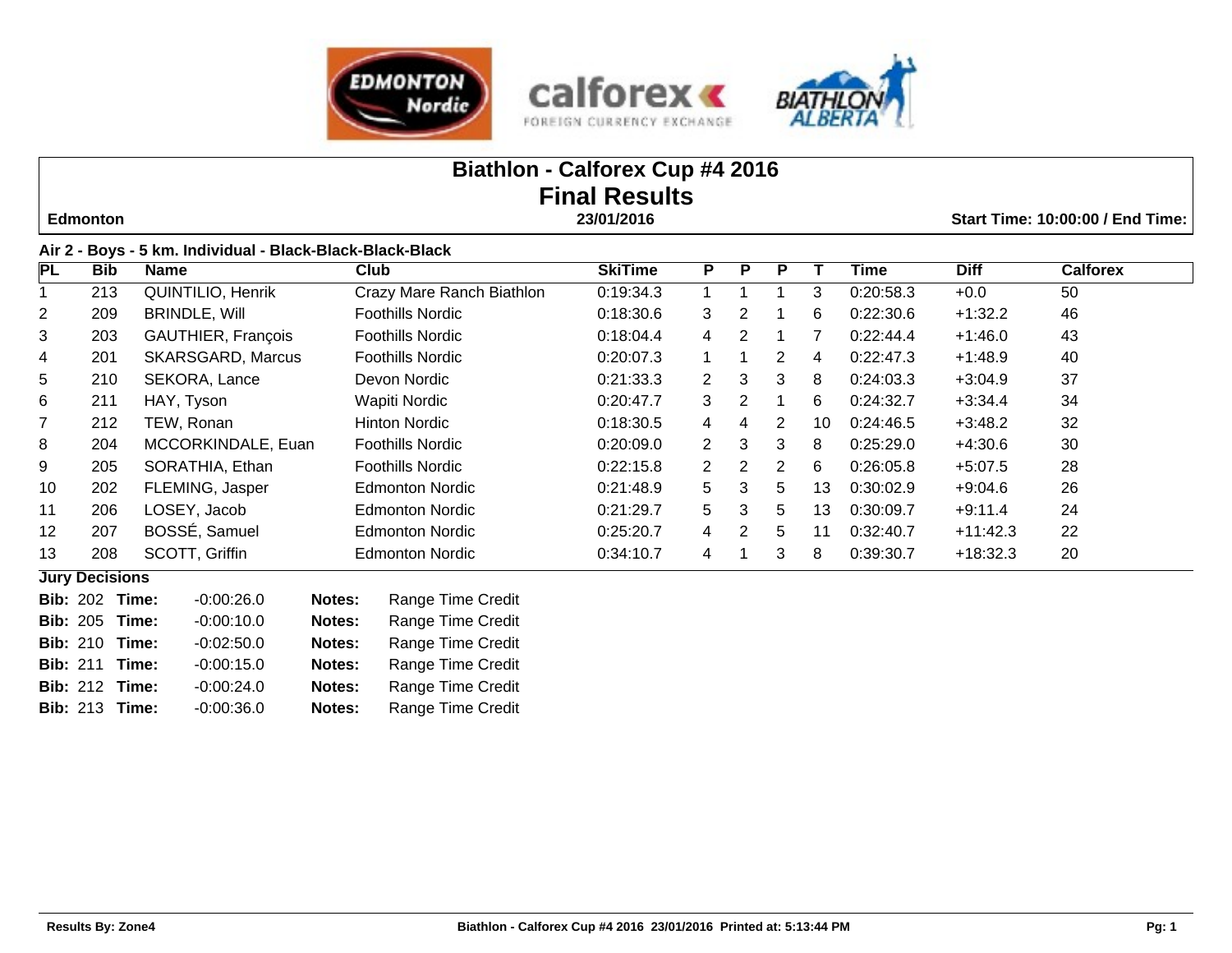# Biathlon - Calforex Cup #4 2016

## Final Results

**Edmonton** | **23/01/2016** | **Start Time: 10:00:00 / End Time:**

### Air 2 - Boys - 5 km. Individual - Black-Black-Black-Black

| PL | Bib | Name | Club | SkiTime | P | P | P | T | Time | Diff | Calforex |
|---|---|---|---|---|---|---|---|---|---|---|---|
| 1 | 213 | QUINTILIO, Henrik | Crazy Mare Ranch Biathlon | 0:19:34.3 | 1 | 1 | 1 | 3 | 0:20:58.3 | +0.0 | 50 |
| 2 | 209 | BRINDLE, Will | Foothills Nordic | 0:18:30.6 | 3 | 2 | 1 | 6 | 0:22:30.6 | +1:32.2 | 46 |
| 3 | 203 | GAUTHIER, François | Foothills Nordic | 0:18:04.4 | 4 | 2 | 1 | 7 | 0:22:44.4 | +1:46.0 | 43 |
| 4 | 201 | SKARSGARD, Marcus | Foothills Nordic | 0:20:07.3 | 1 | 1 | 2 | 4 | 0:22:47.3 | +1:48.9 | 40 |
| 5 | 210 | SEKORA, Lance | Devon Nordic | 0:21:33.3 | 2 | 3 | 3 | 8 | 0:24:03.3 | +3:04.9 | 37 |
| 6 | 211 | HAY, Tyson | Wapiti Nordic | 0:20:47.7 | 3 | 2 | 1 | 6 | 0:24:32.7 | +3:34.4 | 34 |
| 7 | 212 | TEW, Ronan | Hinton Nordic | 0:18:30.5 | 4 | 4 | 2 | 10 | 0:24:46.5 | +3:48.2 | 32 |
| 8 | 204 | MCCORKINDALE, Euan | Foothills Nordic | 0:20:09.0 | 2 | 3 | 3 | 8 | 0:25:29.0 | +4:30.6 | 30 |
| 9 | 205 | SORATHIA, Ethan | Foothills Nordic | 0:22:15.8 | 2 | 2 | 2 | 6 | 0:26:05.8 | +5:07.5 | 28 |
| 10 | 202 | FLEMING, Jasper | Edmonton Nordic | 0:21:48.9 | 5 | 3 | 5 | 13 | 0:30:02.9 | +9:04.6 | 26 |
| 11 | 206 | LOSEY, Jacob | Edmonton Nordic | 0:21:29.7 | 5 | 3 | 5 | 13 | 0:30:09.7 | +9:11.4 | 24 |
| 12 | 207 | BOSSÉ, Samuel | Edmonton Nordic | 0:25:20.7 | 4 | 2 | 5 | 11 | 0:32:40.7 | +11:42.3 | 22 |
| 13 | 208 | SCOTT, Griffin | Edmonton Nordic | 0:34:10.7 | 4 | 1 | 3 | 8 | 0:39:30.7 | +18:32.3 | 20 |

**Jury Decisions**

| Bib | Time | Notes |
|---|---|---|
| 202 | -0:00:26.0 | Range Time Credit |
| 205 | -0:00:10.0 | Range Time Credit |
| 210 | -0:02:50.0 | Range Time Credit |
| 211 | -0:00:15.0 | Range Time Credit |
| 212 | -0:00:24.0 | Range Time Credit |
| 213 | -0:00:36.0 | Range Time Credit |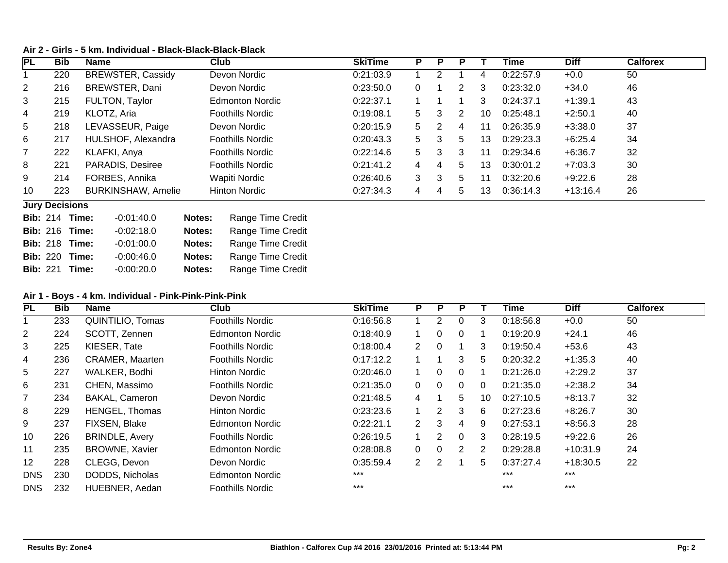### Air 2 - Girls - 5 km. Individual - Black-Black-Black-Black

| PL | Bib | Name | Club | SkiTime | P | P | P | T | Time | Diff | Calforex |
|---|---|---|---|---|---|---|---|---|---|---|---|
| 1 | 220 | BREWSTER, Cassidy | Devon Nordic | 0:21:03.9 | 1 | 2 | 1 | 4 | 0:22:57.9 | +0.0 | 50 |
| 2 | 216 | BREWSTER, Dani | Devon Nordic | 0:23:50.0 | 0 | 1 | 2 | 3 | 0:23:32.0 | +34.0 | 46 |
| 3 | 215 | FULTON, Taylor | Edmonton Nordic | 0:22:37.1 | 1 | 1 | 1 | 3 | 0:24:37.1 | +1:39.1 | 43 |
| 4 | 219 | KLOTZ, Aria | Foothills Nordic | 0:19:08.1 | 5 | 3 | 2 | 10 | 0:25:48.1 | +2:50.1 | 40 |
| 5 | 218 | LEVASSEUR, Paige | Devon Nordic | 0:20:15.9 | 5 | 2 | 4 | 11 | 0:26:35.9 | +3:38.0 | 37 |
| 6 | 217 | HULSHOF, Alexandra | Foothills Nordic | 0:20:43.3 | 5 | 3 | 5 | 13 | 0:29:23.3 | +6:25.4 | 34 |
| 7 | 222 | KLAFKI, Anya | Foothills Nordic | 0:22:14.6 | 5 | 3 | 3 | 11 | 0:29:34.6 | +6:36.7 | 32 |
| 8 | 221 | PARADIS, Desiree | Foothills Nordic | 0:21:41.2 | 4 | 4 | 5 | 13 | 0:30:01.2 | +7:03.3 | 30 |
| 9 | 214 | FORBES, Annika | Wapiti Nordic | 0:26:40.6 | 3 | 3 | 5 | 11 | 0:32:20.6 | +9:22.6 | 28 |
| 10 | 223 | BURKINSHAW, Amelie | Hinton Nordic | 0:27:34.3 | 4 | 4 | 5 | 13 | 0:36:14.3 | +13:16.4 | 26 |

**Jury Decisions**

**Bib:** 214 **Time:** -0:01:40.0 **Notes:** Range Time Credit
**Bib:** 216 **Time:** -0:02:18.0 **Notes:** Range Time Credit
**Bib:** 218 **Time:** -0:01:00.0 **Notes:** Range Time Credit
**Bib:** 220 **Time:** -0:00:46.0 **Notes:** Range Time Credit
**Bib:** 221 **Time:** -0:00:20.0 **Notes:** Range Time Credit

### Air 1 - Boys - 4 km. Individual - Pink-Pink-Pink-Pink

| PL | Bib | Name | Club | SkiTime | P | P | P | T | Time | Diff | Calforex |
|---|---|---|---|---|---|---|---|---|---|---|---|
| 1 | 233 | QUINTILIO, Tomas | Foothills Nordic | 0:16:56.8 | 1 | 2 | 0 | 3 | 0:18:56.8 | +0.0 | 50 |
| 2 | 224 | SCOTT, Zennen | Edmonton Nordic | 0:18:40.9 | 1 | 0 | 0 | 1 | 0:19:20.9 | +24.1 | 46 |
| 3 | 225 | KIESER, Tate | Foothills Nordic | 0:18:00.4 | 2 | 0 | 1 | 3 | 0:19:50.4 | +53.6 | 43 |
| 4 | 236 | CRAMER, Maarten | Foothills Nordic | 0:17:12.2 | 1 | 1 | 3 | 5 | 0:20:32.2 | +1:35.3 | 40 |
| 5 | 227 | WALKER, Bodhi | Hinton Nordic | 0:20:46.0 | 1 | 0 | 0 | 1 | 0:21:26.0 | +2:29.2 | 37 |
| 6 | 231 | CHEN, Massimo | Foothills Nordic | 0:21:35.0 | 0 | 0 | 0 | 0 | 0:21:35.0 | +2:38.2 | 34 |
| 7 | 234 | BAKAL, Cameron | Devon Nordic | 0:21:48.5 | 4 | 1 | 5 | 10 | 0:27:10.5 | +8:13.7 | 32 |
| 8 | 229 | HENGEL, Thomas | Hinton Nordic | 0:23:23.6 | 1 | 2 | 3 | 6 | 0:27:23.6 | +8:26.7 | 30 |
| 9 | 237 | FIXSEN, Blake | Edmonton Nordic | 0:22:21.1 | 2 | 3 | 4 | 9 | 0:27:53.1 | +8:56.3 | 28 |
| 10 | 226 | BRINDLE, Avery | Foothills Nordic | 0:26:19.5 | 1 | 2 | 0 | 3 | 0:28:19.5 | +9:22.6 | 26 |
| 11 | 235 | BROWNE, Xavier | Edmonton Nordic | 0:28:08.8 | 0 | 0 | 2 | 2 | 0:29:28.8 | +10:31.9 | 24 |
| 12 | 228 | CLEGG, Devon | Devon Nordic | 0:35:59.4 | 2 | 2 | 1 | 5 | 0:37:27.4 | +18:30.5 | 22 |
| DNS | 230 | DODDS, Nicholas | Edmonton Nordic | *** | | | | | *** | *** | |
| DNS | 232 | HUEBNER, Aedan | Foothills Nordic | *** | | | | | *** | *** | |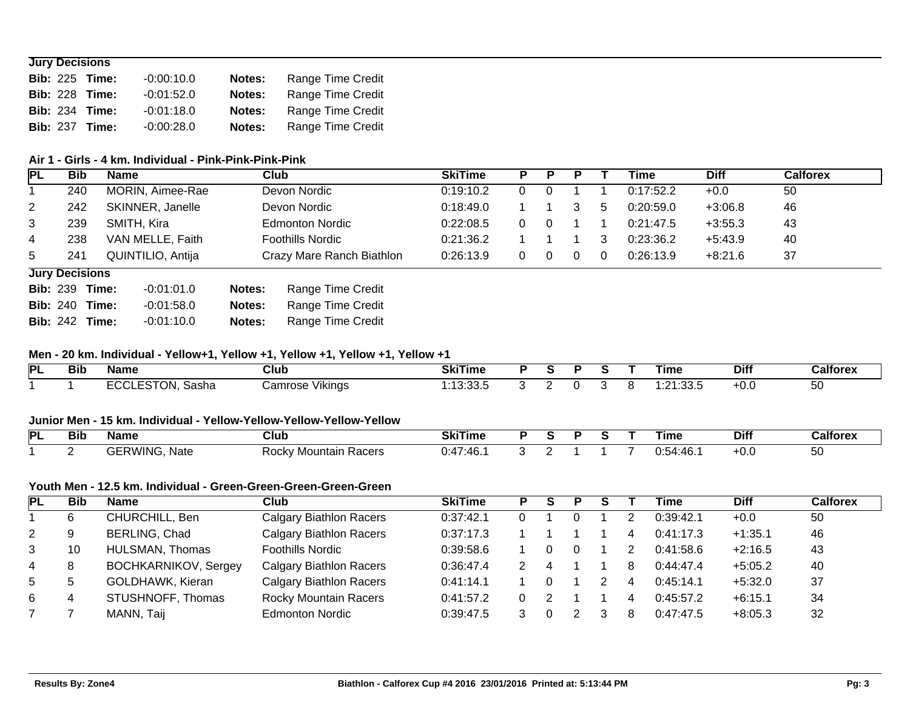**Jury Decisions**

| Bib | Time | Notes |
|---|---|---|
| 225 | -0:00:10.0 | Range Time Credit |
| 228 | -0:01:52.0 | Range Time Credit |
| 234 | -0:01:18.0 | Range Time Credit |
| 237 | -0:00:28.0 | Range Time Credit |

### Air 1 - Girls - 4 km. Individual - Pink-Pink-Pink-Pink

| PL | Bib | Name | Club | SkiTime | P | P | P | T | Time | Diff | Calforex |
|---|---|---|---|---|---|---|---|---|---|---|---|
| 1 | 240 | MORIN, Aimee-Rae | Devon Nordic | 0:19:10.2 | 0 | 0 | 1 | 1 | 0:17:52.2 | +0.0 | 50 |
| 2 | 242 | SKINNER, Janelle | Devon Nordic | 0:18:49.0 | 1 | 1 | 3 | 5 | 0:20:59.0 | +3:06.8 | 46 |
| 3 | 239 | SMITH, Kira | Edmonton Nordic | 0:22:08.5 | 0 | 0 | 1 | 1 | 0:21:47.5 | +3:55.3 | 43 |
| 4 | 238 | VAN MELLE, Faith | Foothills Nordic | 0:21:36.2 | 1 | 1 | 1 | 3 | 0:23:36.2 | +5:43.9 | 40 |
| 5 | 241 | QUINTILIO, Antija | Crazy Mare Ranch Biathlon | 0:26:13.9 | 0 | 0 | 0 | 0 | 0:26:13.9 | +8:21.6 | 37 |

**Jury Decisions**

| Bib | Time | Notes |
|---|---|---|
| 239 | -0:01:01.0 | Range Time Credit |
| 240 | -0:01:58.0 | Range Time Credit |
| 242 | -0:01:10.0 | Range Time Credit |

### Men - 20 km. Individual - Yellow+1, Yellow +1, Yellow +1, Yellow +1, Yellow +1

| PL | Bib | Name | Club | SkiTime | P | S | P | S | T | Time | Diff | Calforex |
|---|---|---|---|---|---|---|---|---|---|---|---|---|
| 1 | 1 | ECCLESTON, Sasha | Camrose Vikings | 1:13:33.5 | 3 | 2 | 0 | 3 | 8 | 1:21:33.5 | +0.0 | 50 |

### Junior Men - 15 km. Individual - Yellow-Yellow-Yellow-Yellow-Yellow

| PL | Bib | Name | Club | SkiTime | P | S | P | S | T | Time | Diff | Calforex |
|---|---|---|---|---|---|---|---|---|---|---|---|---|
| 1 | 2 | GERWING, Nate | Rocky Mountain Racers | 0:47:46.1 | 3 | 2 | 1 | 1 | 7 | 0:54:46.1 | +0.0 | 50 |

### Youth Men - 12.5 km. Individual - Green-Green-Green-Green-Green

| PL | Bib | Name | Club | SkiTime | P | S | P | S | T | Time | Diff | Calforex |
|---|---|---|---|---|---|---|---|---|---|---|---|---|
| 1 | 6 | CHURCHILL, Ben | Calgary Biathlon Racers | 0:37:42.1 | 0 | 1 | 0 | 1 | 2 | 0:39:42.1 | +0.0 | 50 |
| 2 | 9 | BERLING, Chad | Calgary Biathlon Racers | 0:37:17.3 | 1 | 1 | 1 | 1 | 4 | 0:41:17.3 | +1:35.1 | 46 |
| 3 | 10 | HULSMAN, Thomas | Foothills Nordic | 0:39:58.6 | 1 | 0 | 0 | 1 | 2 | 0:41:58.6 | +2:16.5 | 43 |
| 4 | 8 | BOCHKARNIKOV, Sergey | Calgary Biathlon Racers | 0:36:47.4 | 2 | 4 | 1 | 1 | 8 | 0:44:47.4 | +5:05.2 | 40 |
| 5 | 5 | GOLDHAWK, Kieran | Calgary Biathlon Racers | 0:41:14.1 | 1 | 0 | 1 | 2 | 4 | 0:45:14.1 | +5:32.0 | 37 |
| 6 | 4 | STUSHNOFF, Thomas | Rocky Mountain Racers | 0:41:57.2 | 0 | 2 | 1 | 1 | 4 | 0:45:57.2 | +6:15.1 | 34 |
| 7 | 7 | MANN, Taij | Edmonton Nordic | 0:39:47.5 | 3 | 0 | 2 | 3 | 8 | 0:47:47.5 | +8:05.3 | 32 |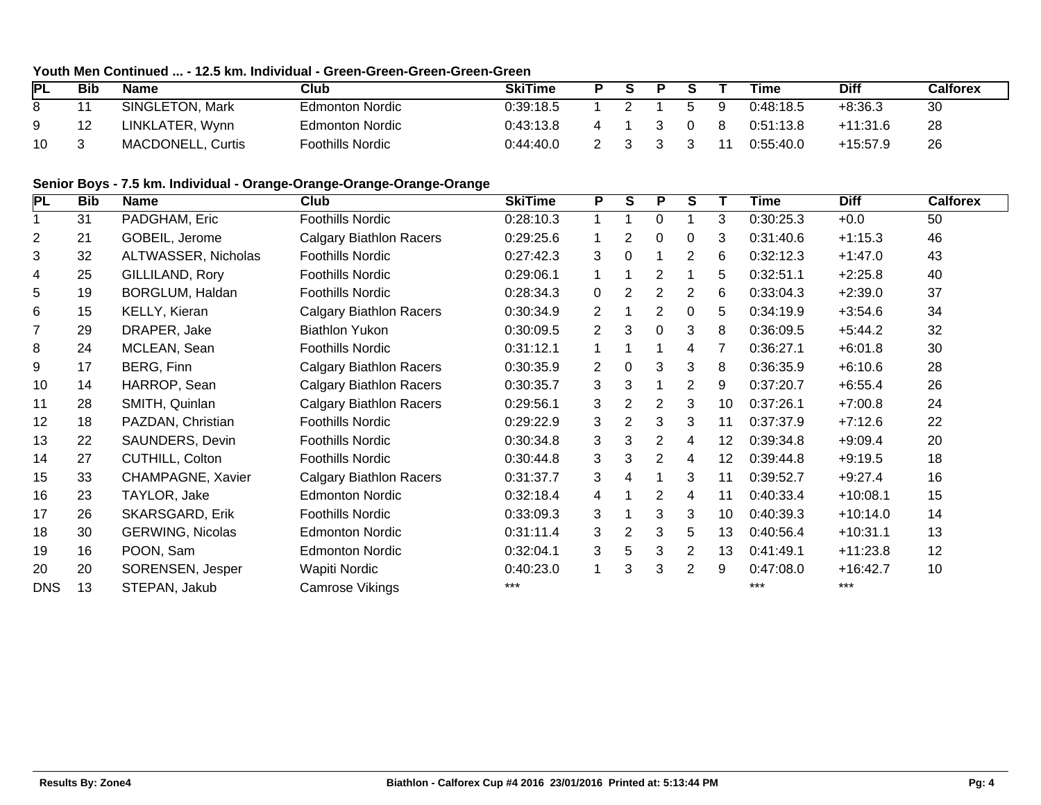**Youth Men Continued ... - 12.5 km. Individual - Green-Green-Green-Green-Green**

| PL | Bib | Name | Club | SkiTime | P | S | P | S | T | Time | Diff | Calforex |
|---|---|---|---|---|---|---|---|---|---|---|---|---|
| 8 | 11 | SINGLETON, Mark | Edmonton Nordic | 0:39:18.5 | 1 | 2 | 1 | 5 | 9 | 0:48:18.5 | +8:36.3 | 30 |
| 9 | 12 | LINKLATER, Wynn | Edmonton Nordic | 0:43:13.8 | 4 | 1 | 3 | 0 | 8 | 0:51:13.8 | +11:31.6 | 28 |
| 10 | 3 | MACDONELL, Curtis | Foothills Nordic | 0:44:40.0 | 2 | 3 | 3 | 3 | 11 | 0:55:40.0 | +15:57.9 | 26 |

**Senior Boys - 7.5 km. Individual - Orange-Orange-Orange-Orange-Orange**

| PL | Bib | Name | Club | SkiTime | P | S | P | S | T | Time | Diff | Calforex |
|---|---|---|---|---|---|---|---|---|---|---|---|---|
| 1 | 31 | PADGHAM, Eric | Foothills Nordic | 0:28:10.3 | 1 | 1 | 0 | 1 | 3 | 0:30:25.3 | +0.0 | 50 |
| 2 | 21 | GOBEIL, Jerome | Calgary Biathlon Racers | 0:29:25.6 | 1 | 2 | 0 | 0 | 3 | 0:31:40.6 | +1:15.3 | 46 |
| 3 | 32 | ALTWASSER, Nicholas | Foothills Nordic | 0:27:42.3 | 3 | 0 | 1 | 2 | 6 | 0:32:12.3 | +1:47.0 | 43 |
| 4 | 25 | GILLILAND, Rory | Foothills Nordic | 0:29:06.1 | 1 | 1 | 2 | 1 | 5 | 0:32:51.1 | +2:25.8 | 40 |
| 5 | 19 | BORGLUM, Haldan | Foothills Nordic | 0:28:34.3 | 0 | 2 | 2 | 2 | 6 | 0:33:04.3 | +2:39.0 | 37 |
| 6 | 15 | KELLY, Kieran | Calgary Biathlon Racers | 0:30:34.9 | 2 | 1 | 2 | 0 | 5 | 0:34:19.9 | +3:54.6 | 34 |
| 7 | 29 | DRAPER, Jake | Biathlon Yukon | 0:30:09.5 | 2 | 3 | 0 | 3 | 8 | 0:36:09.5 | +5:44.2 | 32 |
| 8 | 24 | MCLEAN, Sean | Foothills Nordic | 0:31:12.1 | 1 | 1 | 1 | 4 | 7 | 0:36:27.1 | +6:01.8 | 30 |
| 9 | 17 | BERG, Finn | Calgary Biathlon Racers | 0:30:35.9 | 2 | 0 | 3 | 3 | 8 | 0:36:35.9 | +6:10.6 | 28 |
| 10 | 14 | HARROP, Sean | Calgary Biathlon Racers | 0:30:35.7 | 3 | 3 | 1 | 2 | 9 | 0:37:20.7 | +6:55.4 | 26 |
| 11 | 28 | SMITH, Quinlan | Calgary Biathlon Racers | 0:29:56.1 | 3 | 2 | 2 | 3 | 10 | 0:37:26.1 | +7:00.8 | 24 |
| 12 | 18 | PAZDAN, Christian | Foothills Nordic | 0:29:22.9 | 3 | 2 | 3 | 3 | 11 | 0:37:37.9 | +7:12.6 | 22 |
| 13 | 22 | SAUNDERS, Devin | Foothills Nordic | 0:30:34.8 | 3 | 3 | 2 | 4 | 12 | 0:39:34.8 | +9:09.4 | 20 |
| 14 | 27 | CUTHILL, Colton | Foothills Nordic | 0:30:44.8 | 3 | 3 | 2 | 4 | 12 | 0:39:44.8 | +9:19.5 | 18 |
| 15 | 33 | CHAMPAGNE, Xavier | Calgary Biathlon Racers | 0:31:37.7 | 3 | 4 | 1 | 3 | 11 | 0:39:52.7 | +9:27.4 | 16 |
| 16 | 23 | TAYLOR, Jake | Edmonton Nordic | 0:32:18.4 | 4 | 1 | 2 | 4 | 11 | 0:40:33.4 | +10:08.1 | 15 |
| 17 | 26 | SKARSGARD, Erik | Foothills Nordic | 0:33:09.3 | 3 | 1 | 3 | 3 | 10 | 0:40:39.3 | +10:14.0 | 14 |
| 18 | 30 | GERWING, Nicolas | Edmonton Nordic | 0:31:11.4 | 3 | 2 | 3 | 5 | 13 | 0:40:56.4 | +10:31.1 | 13 |
| 19 | 16 | POON, Sam | Edmonton Nordic | 0:32:04.1 | 3 | 5 | 3 | 2 | 13 | 0:41:49.1 | +11:23.8 | 12 |
| 20 | 20 | SORENSEN, Jesper | Wapiti Nordic | 0:40:23.0 | 1 | 3 | 3 | 2 | 9 | 0:47:08.0 | +16:42.7 | 10 |
| DNS | 13 | STEPAN, Jakub | Camrose Vikings | *** | | | | | | *** | *** | |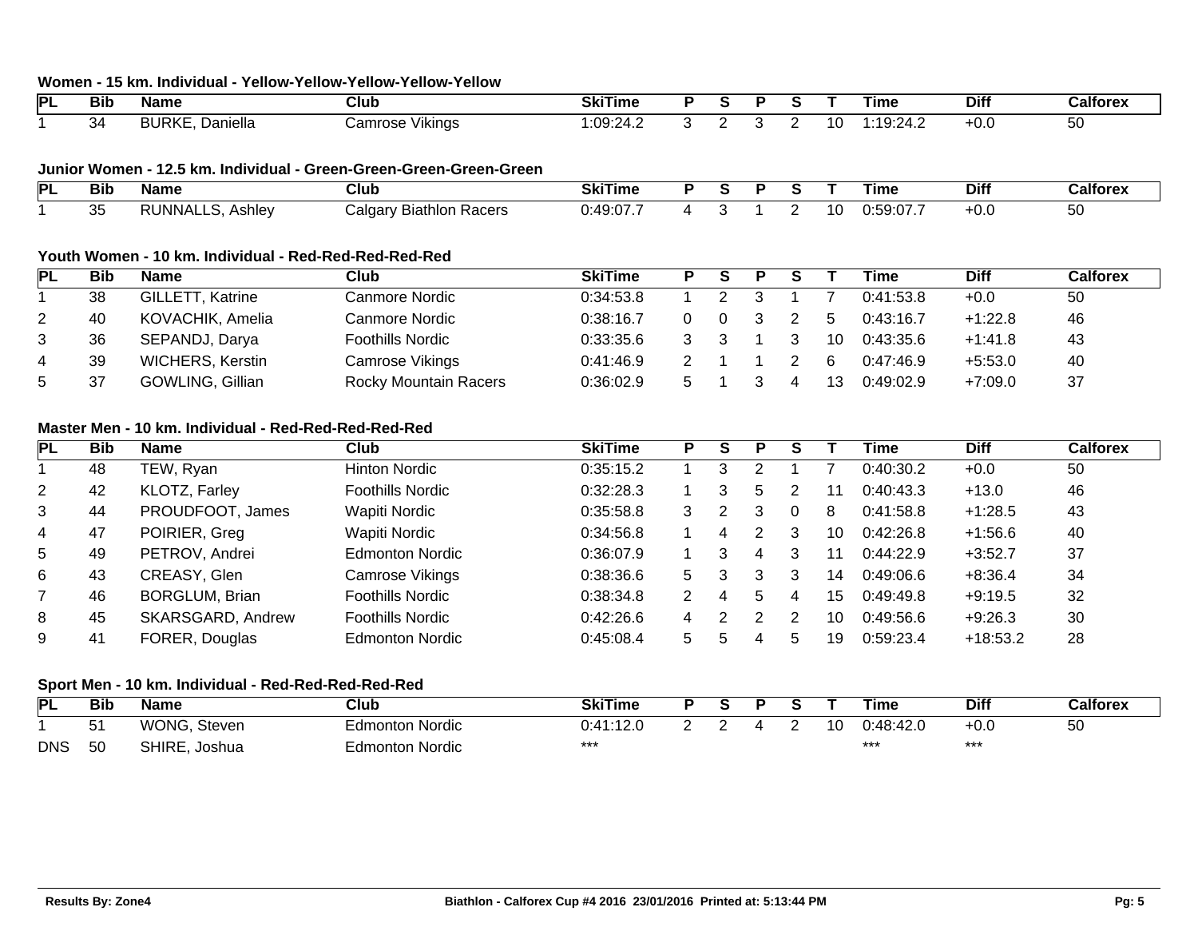### Women - 15 km. Individual - Yellow-Yellow-Yellow-Yellow-Yellow

| PL | Bib | Name | Club | SkiTime | P | S | P | S | T | Time | Diff | Calforex |
|---|---|---|---|---|---|---|---|---|---|---|---|---|
| 1 | 34 | BURKE, Daniella | Camrose Vikings | 1:09:24.2 | 3 | 2 | 3 | 2 | 10 | 1:19:24.2 | +0.0 | 50 |

### Junior Women - 12.5 km. Individual - Green-Green-Green-Green-Green

| PL | Bib | Name | Club | SkiTime | P | S | P | S | T | Time | Diff | Calforex |
|---|---|---|---|---|---|---|---|---|---|---|---|---|
| 1 | 35 | RUNNALLS, Ashley | Calgary Biathlon Racers | 0:49:07.7 | 4 | 3 | 1 | 2 | 10 | 0:59:07.7 | +0.0 | 50 |

### Youth Women - 10 km. Individual - Red-Red-Red-Red-Red

| PL | Bib | Name | Club | SkiTime | P | S | P | S | T | Time | Diff | Calforex |
|---|---|---|---|---|---|---|---|---|---|---|---|---|
| 1 | 38 | GILLETT, Katrine | Canmore Nordic | 0:34:53.8 | 1 | 2 | 3 | 1 | 7 | 0:41:53.8 | +0.0 | 50 |
| 2 | 40 | KOVACHIK, Amelia | Canmore Nordic | 0:38:16.7 | 0 | 0 | 3 | 2 | 5 | 0:43:16.7 | +1:22.8 | 46 |
| 3 | 36 | SEPANDJ, Darya | Foothills Nordic | 0:33:35.6 | 3 | 3 | 1 | 3 | 10 | 0:43:35.6 | +1:41.8 | 43 |
| 4 | 39 | WICHERS, Kerstin | Camrose Vikings | 0:41:46.9 | 2 | 1 | 1 | 2 | 6 | 0:47:46.9 | +5:53.0 | 40 |
| 5 | 37 | GOWLING, Gillian | Rocky Mountain Racers | 0:36:02.9 | 5 | 1 | 3 | 4 | 13 | 0:49:02.9 | +7:09.0 | 37 |

### Master Men - 10 km. Individual - Red-Red-Red-Red-Red

| PL | Bib | Name | Club | SkiTime | P | S | P | S | T | Time | Diff | Calforex |
|---|---|---|---|---|---|---|---|---|---|---|---|---|
| 1 | 48 | TEW, Ryan | Hinton Nordic | 0:35:15.2 | 1 | 3 | 2 | 1 | 7 | 0:40:30.2 | +0.0 | 50 |
| 2 | 42 | KLOTZ, Farley | Foothills Nordic | 0:32:28.3 | 1 | 3 | 5 | 2 | 11 | 0:40:43.3 | +13.0 | 46 |
| 3 | 44 | PROUDFOOT, James | Wapiti Nordic | 0:35:58.8 | 3 | 2 | 3 | 0 | 8 | 0:41:58.8 | +1:28.5 | 43 |
| 4 | 47 | POIRIER, Greg | Wapiti Nordic | 0:34:56.8 | 1 | 4 | 2 | 3 | 10 | 0:42:26.8 | +1:56.6 | 40 |
| 5 | 49 | PETROV, Andrei | Edmonton Nordic | 0:36:07.9 | 1 | 3 | 4 | 3 | 11 | 0:44:22.9 | +3:52.7 | 37 |
| 6 | 43 | CREASY, Glen | Camrose Vikings | 0:38:36.6 | 5 | 3 | 3 | 3 | 14 | 0:49:06.6 | +8:36.4 | 34 |
| 7 | 46 | BORGLUM, Brian | Foothills Nordic | 0:38:34.8 | 2 | 4 | 5 | 4 | 15 | 0:49:49.8 | +9:19.5 | 32 |
| 8 | 45 | SKARSGARD, Andrew | Foothills Nordic | 0:42:26.6 | 4 | 2 | 2 | 2 | 10 | 0:49:56.6 | +9:26.3 | 30 |
| 9 | 41 | FORER, Douglas | Edmonton Nordic | 0:45:08.4 | 5 | 5 | 4 | 5 | 19 | 0:59:23.4 | +18:53.2 | 28 |

### Sport Men - 10 km. Individual - Red-Red-Red-Red-Red

| PL | Bib | Name | Club | SkiTime | P | S | P | S | T | Time | Diff | Calforex |
|---|---|---|---|---|---|---|---|---|---|---|---|---|
| 1 | 51 | WONG, Steven | Edmonton Nordic | 0:41:12.0 | 2 | 2 | 4 | 2 | 10 | 0:48:42.0 | +0.0 | 50 |
| DNS | 50 | SHIRE, Joshua | Edmonton Nordic | *** | | | | | | *** | *** | |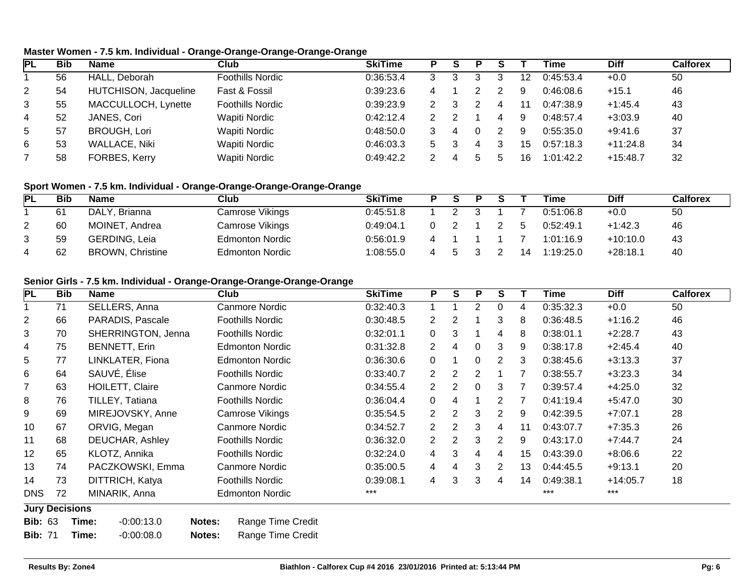### Master Women - 7.5 km. Individual - Orange-Orange-Orange-Orange-Orange

| PL | Bib | Name | Club | SkiTime | P | S | P | S | T | Time | Diff | Calforex |
|---|---|---|---|---|---|---|---|---|---|---|---|---|
| 1 | 56 | HALL, Deborah | Foothills Nordic | 0:36:53.4 | 3 | 3 | 3 | 3 | 12 | 0:45:53.4 | +0.0 | 50 |
| 2 | 54 | HUTCHISON, Jacqueline | Fast & Fossil | 0:39:23.6 | 4 | 1 | 2 | 2 | 9 | 0:46:08.6 | +15.1 | 46 |
| 3 | 55 | MACCULLOCH, Lynette | Foothills Nordic | 0:39:23.9 | 2 | 3 | 2 | 4 | 11 | 0:47:38.9 | +1:45.4 | 43 |
| 4 | 52 | JANES, Cori | Wapiti Nordic | 0:42:12.4 | 2 | 2 | 1 | 4 | 9 | 0:48:57.4 | +3:03.9 | 40 |
| 5 | 57 | BROUGH, Lori | Wapiti Nordic | 0:48:50.0 | 3 | 4 | 0 | 2 | 9 | 0:55:35.0 | +9:41.6 | 37 |
| 6 | 53 | WALLACE, Niki | Wapiti Nordic | 0:46:03.3 | 5 | 3 | 4 | 3 | 15 | 0:57:18.3 | +11:24.8 | 34 |
| 7 | 58 | FORBES, Kerry | Wapiti Nordic | 0:49:42.2 | 2 | 4 | 5 | 5 | 16 | 1:01:42.2 | +15:48.7 | 32 |

### Sport Women - 7.5 km. Individual - Orange-Orange-Orange-Orange-Orange

| PL | Bib | Name | Club | SkiTime | P | S | P | S | T | Time | Diff | Calforex |
|---|---|---|---|---|---|---|---|---|---|---|---|---|
| 1 | 61 | DALY, Brianna | Camrose Vikings | 0:45:51.8 | 1 | 2 | 3 | 1 | 7 | 0:51:06.8 | +0.0 | 50 |
| 2 | 60 | MOINET, Andrea | Camrose Vikings | 0:49:04.1 | 0 | 2 | 1 | 2 | 5 | 0:52:49.1 | +1:42.3 | 46 |
| 3 | 59 | GERDING, Leia | Edmonton Nordic | 0:56:01.9 | 4 | 1 | 1 | 1 | 7 | 1:01:16.9 | +10:10.0 | 43 |
| 4 | 62 | BROWN, Christine | Edmonton Nordic | 1:08:55.0 | 4 | 5 | 3 | 2 | 14 | 1:19:25.0 | +28:18.1 | 40 |

### Senior Girls - 7.5 km. Individual - Orange-Orange-Orange-Orange-Orange

| PL | Bib | Name | Club | SkiTime | P | S | P | S | T | Time | Diff | Calforex |
|---|---|---|---|---|---|---|---|---|---|---|---|---|
| 1 | 71 | SELLERS, Anna | Canmore Nordic | 0:32:40.3 | 1 | 1 | 2 | 0 | 4 | 0:35:32.3 | +0.0 | 50 |
| 2 | 66 | PARADIS, Pascale | Foothills Nordic | 0:30:48.5 | 2 | 2 | 1 | 3 | 8 | 0:36:48.5 | +1:16.2 | 46 |
| 3 | 70 | SHERRINGTON, Jenna | Foothills Nordic | 0:32:01.1 | 0 | 3 | 1 | 4 | 8 | 0:38:01.1 | +2:28.7 | 43 |
| 4 | 75 | BENNETT, Erin | Edmonton Nordic | 0:31:32.8 | 2 | 4 | 0 | 3 | 9 | 0:38:17.8 | +2:45.4 | 40 |
| 5 | 77 | LINKLATER, Fiona | Edmonton Nordic | 0:36:30.6 | 0 | 1 | 0 | 2 | 3 | 0:38:45.6 | +3:13.3 | 37 |
| 6 | 64 | SAUVÉ, Élise | Foothills Nordic | 0:33:40.7 | 2 | 2 | 2 | 1 | 7 | 0:38:55.7 | +3:23.3 | 34 |
| 7 | 63 | HOILETT, Claire | Canmore Nordic | 0:34:55.4 | 2 | 2 | 0 | 3 | 7 | 0:39:57.4 | +4:25.0 | 32 |
| 8 | 76 | TILLEY, Tatiana | Foothills Nordic | 0:36:04.4 | 0 | 4 | 1 | 2 | 7 | 0:41:19.4 | +5:47.0 | 30 |
| 9 | 69 | MIREJOVSKY, Anne | Camrose Vikings | 0:35:54.5 | 2 | 2 | 3 | 2 | 9 | 0:42:39.5 | +7:07.1 | 28 |
| 10 | 67 | ORVIG, Megan | Canmore Nordic | 0:34:52.7 | 2 | 2 | 3 | 4 | 11 | 0:43:07.7 | +7:35.3 | 26 |
| 11 | 68 | DEUCHAR, Ashley | Foothills Nordic | 0:36:32.0 | 2 | 2 | 3 | 2 | 9 | 0:43:17.0 | +7:44.7 | 24 |
| 12 | 65 | KLOTZ, Annika | Foothills Nordic | 0:32:24.0 | 4 | 3 | 4 | 4 | 15 | 0:43:39.0 | +8:06.6 | 22 |
| 13 | 74 | PACZKOWSKI, Emma | Canmore Nordic | 0:35:00.5 | 4 | 4 | 3 | 2 | 13 | 0:44:45.5 | +9:13.1 | 20 |
| 14 | 73 | DITTRICH, Katya | Foothills Nordic | 0:39:08.1 | 4 | 3 | 3 | 4 | 14 | 0:49:38.1 | +14:05.7 | 18 |
| DNS | 72 | MINARIK, Anna | Edmonton Nordic | *** | | | | | | *** | *** | |

**Jury Decisions**

**Bib:** 63 **Time:** -0:00:13.0 **Notes:** Range Time Credit

**Bib:** 71 **Time:** -0:00:08.0 **Notes:** Range Time Credit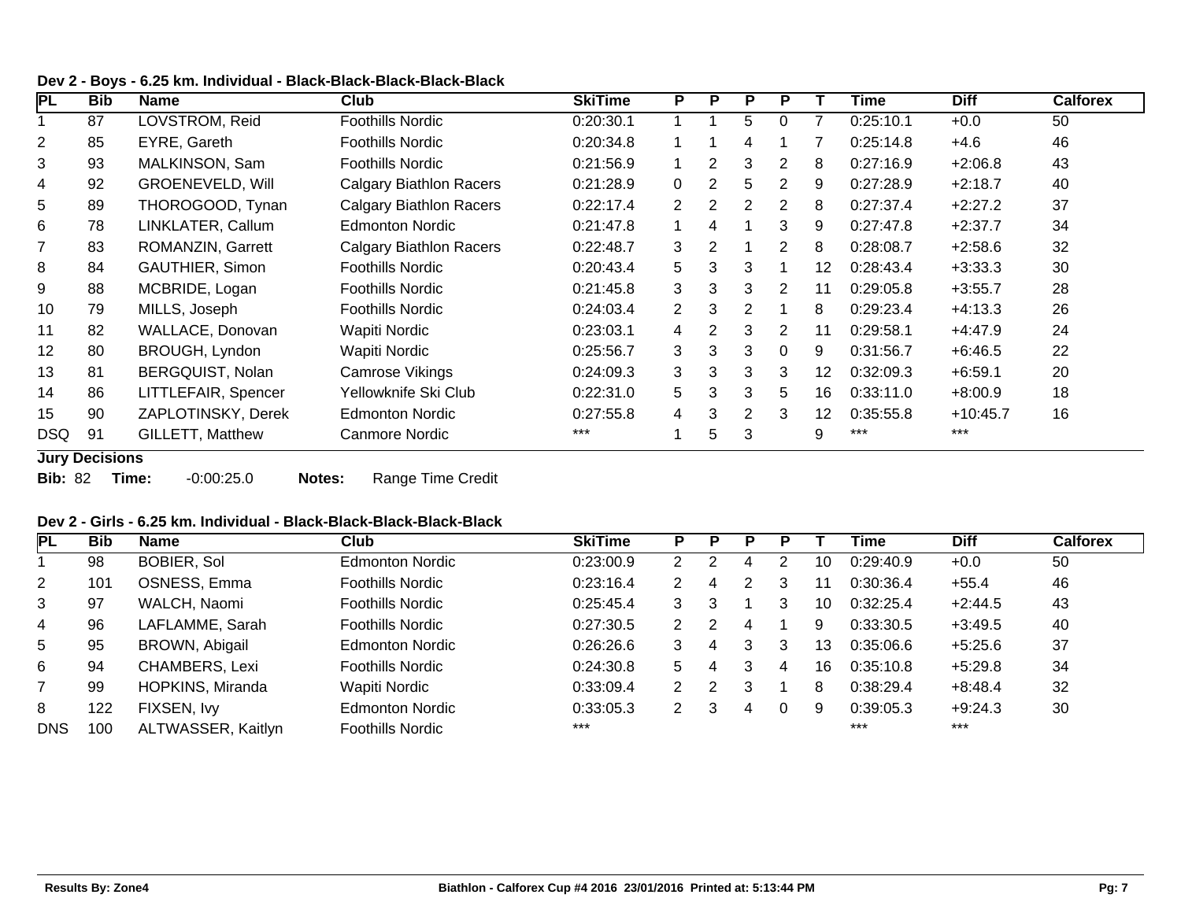### Dev 2 - Boys - 6.25 km. Individual - Black-Black-Black-Black-Black

| PL | Bib | Name | Club | SkiTime | P | P | P | P | T | Time | Diff | Calforex |
|---|---|---|---|---|---|---|---|---|---|---|---|---|
| 1 | 87 | LOVSTROM, Reid | Foothills Nordic | 0:20:30.1 | 1 | 1 | 5 | 0 | 7 | 0:25:10.1 | +0.0 | 50 |
| 2 | 85 | EYRE, Gareth | Foothills Nordic | 0:20:34.8 | 1 | 1 | 4 | 1 | 7 | 0:25:14.8 | +4.6 | 46 |
| 3 | 93 | MALKINSON, Sam | Foothills Nordic | 0:21:56.9 | 1 | 2 | 3 | 2 | 8 | 0:27:16.9 | +2:06.8 | 43 |
| 4 | 92 | GROENEVELD, Will | Calgary Biathlon Racers | 0:21:28.9 | 0 | 2 | 5 | 2 | 9 | 0:27:28.9 | +2:18.7 | 40 |
| 5 | 89 | THOROGOOD, Tynan | Calgary Biathlon Racers | 0:22:17.4 | 2 | 2 | 2 | 2 | 8 | 0:27:37.4 | +2:27.2 | 37 |
| 6 | 78 | LINKLATER, Callum | Edmonton Nordic | 0:21:47.8 | 1 | 4 | 1 | 3 | 9 | 0:27:47.8 | +2:37.7 | 34 |
| 7 | 83 | ROMANZIN, Garrett | Calgary Biathlon Racers | 0:22:48.7 | 3 | 2 | 1 | 2 | 8 | 0:28:08.7 | +2:58.6 | 32 |
| 8 | 84 | GAUTHIER, Simon | Foothills Nordic | 0:20:43.4 | 5 | 3 | 3 | 1 | 12 | 0:28:43.4 | +3:33.3 | 30 |
| 9 | 88 | MCBRIDE, Logan | Foothills Nordic | 0:21:45.8 | 3 | 3 | 3 | 2 | 11 | 0:29:05.8 | +3:55.7 | 28 |
| 10 | 79 | MILLS, Joseph | Foothills Nordic | 0:24:03.4 | 2 | 3 | 2 | 1 | 8 | 0:29:23.4 | +4:13.3 | 26 |
| 11 | 82 | WALLACE, Donovan | Wapiti Nordic | 0:23:03.1 | 4 | 2 | 3 | 2 | 11 | 0:29:58.1 | +4:47.9 | 24 |
| 12 | 80 | BROUGH, Lyndon | Wapiti Nordic | 0:25:56.7 | 3 | 3 | 3 | 0 | 9 | 0:31:56.7 | +6:46.5 | 22 |
| 13 | 81 | BERGQUIST, Nolan | Camrose Vikings | 0:24:09.3 | 3 | 3 | 3 | 3 | 12 | 0:32:09.3 | +6:59.1 | 20 |
| 14 | 86 | LITTLEFAIR, Spencer | Yellowknife Ski Club | 0:22:31.0 | 5 | 3 | 3 | 5 | 16 | 0:33:11.0 | +8:00.9 | 18 |
| 15 | 90 | ZAPLOTINSKY, Derek | Edmonton Nordic | 0:27:55.8 | 4 | 3 | 2 | 3 | 12 | 0:35:55.8 | +10:45.7 | 16 |
| DSQ | 91 | GILLETT, Matthew | Canmore Nordic | *** | 1 | 5 | 3 | | 9 | *** | *** | |

**Jury Decisions**

**Bib:** 82 **Time:** -0:00:25.0 **Notes:** Range Time Credit

### Dev 2 - Girls - 6.25 km. Individual - Black-Black-Black-Black-Black

| PL | Bib | Name | Club | SkiTime | P | P | P | P | T | Time | Diff | Calforex |
|---|---|---|---|---|---|---|---|---|---|---|---|---|
| 1 | 98 | BOBIER, Sol | Edmonton Nordic | 0:23:00.9 | 2 | 2 | 4 | 2 | 10 | 0:29:40.9 | +0.0 | 50 |
| 2 | 101 | OSNESS, Emma | Foothills Nordic | 0:23:16.4 | 2 | 4 | 2 | 3 | 11 | 0:30:36.4 | +55.4 | 46 |
| 3 | 97 | WALCH, Naomi | Foothills Nordic | 0:25:45.4 | 3 | 3 | 1 | 3 | 10 | 0:32:25.4 | +2:44.5 | 43 |
| 4 | 96 | LAFLAMME, Sarah | Foothills Nordic | 0:27:30.5 | 2 | 2 | 4 | 1 | 9 | 0:33:30.5 | +3:49.5 | 40 |
| 5 | 95 | BROWN, Abigail | Edmonton Nordic | 0:26:26.6 | 3 | 4 | 3 | 3 | 13 | 0:35:06.6 | +5:25.6 | 37 |
| 6 | 94 | CHAMBERS, Lexi | Foothills Nordic | 0:24:30.8 | 5 | 4 | 3 | 4 | 16 | 0:35:10.8 | +5:29.8 | 34 |
| 7 | 99 | HOPKINS, Miranda | Wapiti Nordic | 0:33:09.4 | 2 | 2 | 3 | 1 | 8 | 0:38:29.4 | +8:48.4 | 32 |
| 8 | 122 | FIXSEN, Ivy | Edmonton Nordic | 0:33:05.3 | 2 | 3 | 4 | 0 | 9 | 0:39:05.3 | +9:24.3 | 30 |
| DNS | 100 | ALTWASSER, Kaitlyn | Foothills Nordic | *** | | | | | | *** | *** | |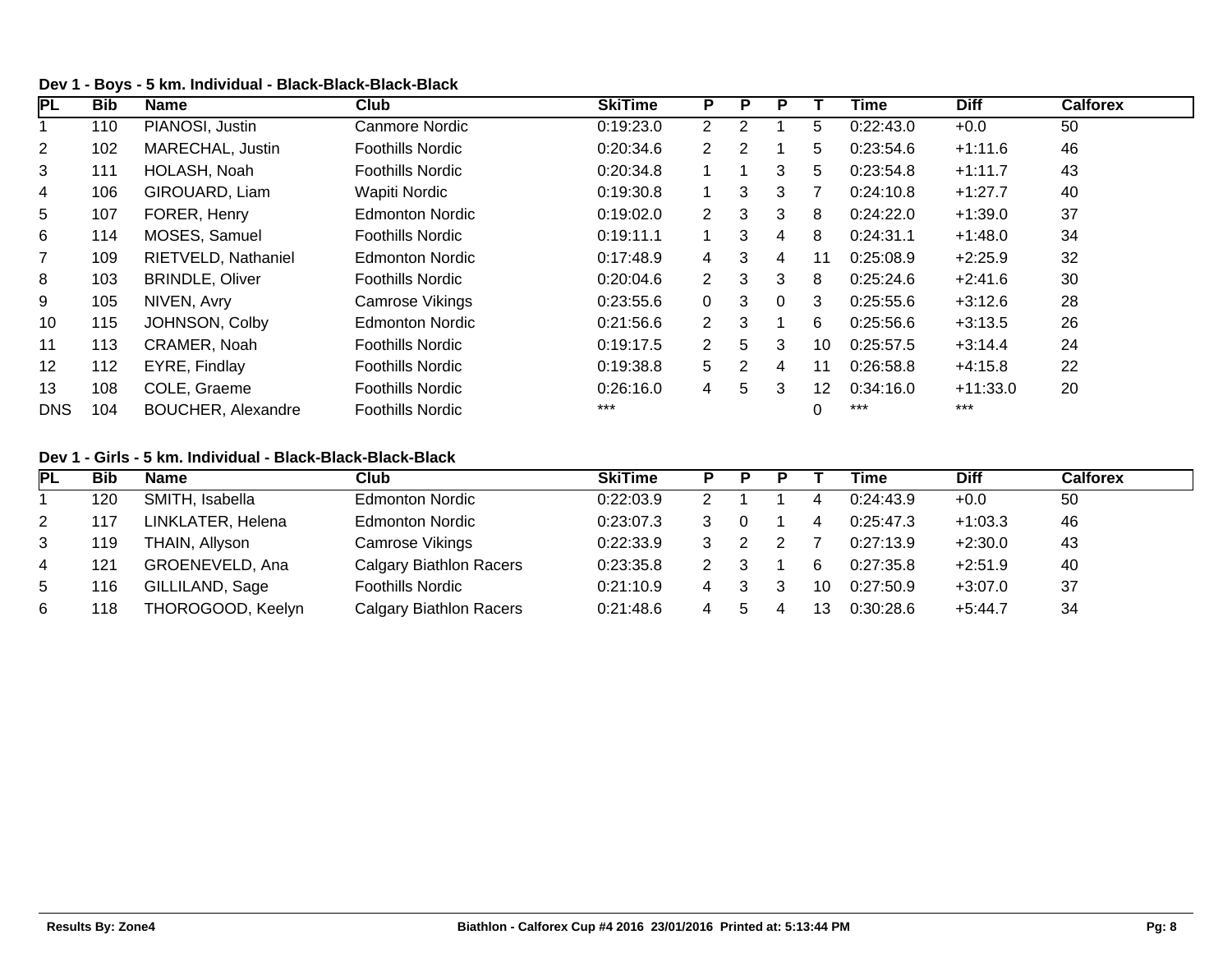**Dev 1 - Boys - 5 km. Individual - Black-Black-Black-Black**

| PL | Bib | Name | Club | SkiTime | P | P | P | T | Time | Diff | Calforex |
|---|---|---|---|---|---|---|---|---|---|---|---|
| 1 | 110 | PIANOSI, Justin | Canmore Nordic | 0:19:23.0 | 2 | 2 | 1 | 5 | 0:22:43.0 | +0.0 | 50 |
| 2 | 102 | MARECHAL, Justin | Foothills Nordic | 0:20:34.6 | 2 | 2 | 1 | 5 | 0:23:54.6 | +1:11.6 | 46 |
| 3 | 111 | HOLASH, Noah | Foothills Nordic | 0:20:34.8 | 1 | 1 | 3 | 5 | 0:23:54.8 | +1:11.7 | 43 |
| 4 | 106 | GIROUARD, Liam | Wapiti Nordic | 0:19:30.8 | 1 | 3 | 3 | 7 | 0:24:10.8 | +1:27.7 | 40 |
| 5 | 107 | FORER, Henry | Edmonton Nordic | 0:19:02.0 | 2 | 3 | 3 | 8 | 0:24:22.0 | +1:39.0 | 37 |
| 6 | 114 | MOSES, Samuel | Foothills Nordic | 0:19:11.1 | 1 | 3 | 4 | 8 | 0:24:31.1 | +1:48.0 | 34 |
| 7 | 109 | RIETVELD, Nathaniel | Edmonton Nordic | 0:17:48.9 | 4 | 3 | 4 | 11 | 0:25:08.9 | +2:25.9 | 32 |
| 8 | 103 | BRINDLE, Oliver | Foothills Nordic | 0:20:04.6 | 2 | 3 | 3 | 8 | 0:25:24.6 | +2:41.6 | 30 |
| 9 | 105 | NIVEN, Avry | Camrose Vikings | 0:23:55.6 | 0 | 3 | 0 | 3 | 0:25:55.6 | +3:12.6 | 28 |
| 10 | 115 | JOHNSON, Colby | Edmonton Nordic | 0:21:56.6 | 2 | 3 | 1 | 6 | 0:25:56.6 | +3:13.5 | 26 |
| 11 | 113 | CRAMER, Noah | Foothills Nordic | 0:19:17.5 | 2 | 5 | 3 | 10 | 0:25:57.5 | +3:14.4 | 24 |
| 12 | 112 | EYRE, Findlay | Foothills Nordic | 0:19:38.8 | 5 | 2 | 4 | 11 | 0:26:58.8 | +4:15.8 | 22 |
| 13 | 108 | COLE, Graeme | Foothills Nordic | 0:26:16.0 | 4 | 5 | 3 | 12 | 0:34:16.0 | +11:33.0 | 20 |
| DNS | 104 | BOUCHER, Alexandre | Foothills Nordic | *** | | | | 0 | *** | *** | |

**Dev 1 - Girls - 5 km. Individual - Black-Black-Black-Black**

| PL | Bib | Name | Club | SkiTime | P | P | P | T | Time | Diff | Calforex |
|---|---|---|---|---|---|---|---|---|---|---|---|
| 1 | 120 | SMITH, Isabella | Edmonton Nordic | 0:22:03.9 | 2 | 1 | 1 | 4 | 0:24:43.9 | +0.0 | 50 |
| 2 | 117 | LINKLATER, Helena | Edmonton Nordic | 0:23:07.3 | 3 | 0 | 1 | 4 | 0:25:47.3 | +1:03.3 | 46 |
| 3 | 119 | THAIN, Allyson | Camrose Vikings | 0:22:33.9 | 3 | 2 | 2 | 7 | 0:27:13.9 | +2:30.0 | 43 |
| 4 | 121 | GROENEVELD, Ana | Calgary Biathlon Racers | 0:23:35.8 | 2 | 3 | 1 | 6 | 0:27:35.8 | +2:51.9 | 40 |
| 5 | 116 | GILLILAND, Sage | Foothills Nordic | 0:21:10.9 | 4 | 3 | 3 | 10 | 0:27:50.9 | +3:07.0 | 37 |
| 6 | 118 | THOROGOOD, Keelyn | Calgary Biathlon Racers | 0:21:48.6 | 4 | 5 | 4 | 13 | 0:30:28.6 | +5:44.7 | 34 |